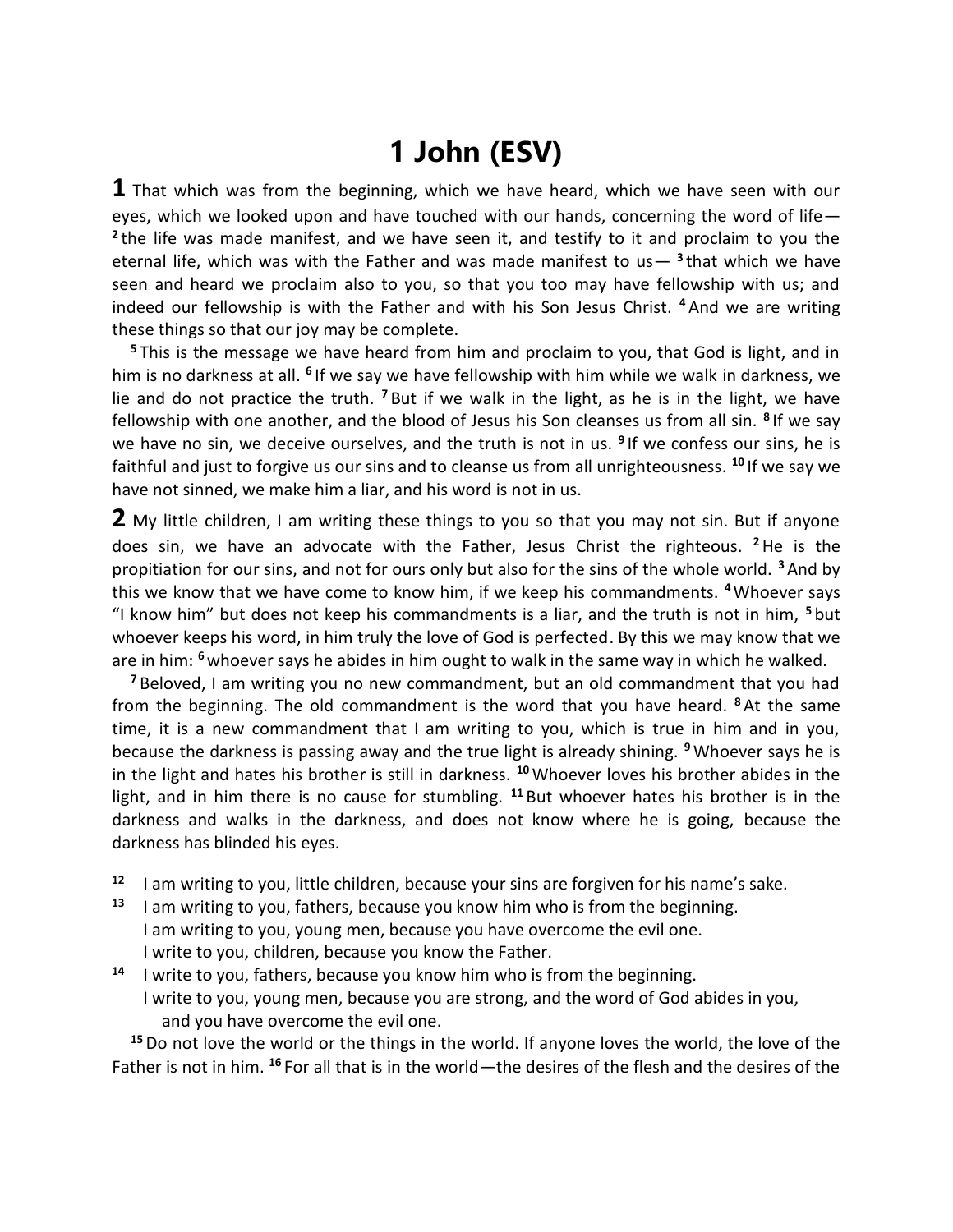# 1 John (ESV)

**1** That which was from the beginning, which we have heard, which we have seen with our eyes, which we looked upon and have touched with our hands, concerning the word of life— [2] the life was made manifest, and we have seen it, and testify to it and proclaim to you the eternal life, which was with the Father and was made manifest to us— [3] that which we have seen and heard we proclaim also to you, so that you too may have fellowship with us; and indeed our fellowship is with the Father and with his Son Jesus Christ. [4] And we are writing these things so that our joy may be complete.

[5] This is the message we have heard from him and proclaim to you, that God is light, and in him is no darkness at all. [6] If we say we have fellowship with him while we walk in darkness, we lie and do not practice the truth. [7] But if we walk in the light, as he is in the light, we have fellowship with one another, and the blood of Jesus his Son cleanses us from all sin. [8] If we say we have no sin, we deceive ourselves, and the truth is not in us. [9] If we confess our sins, he is faithful and just to forgive us our sins and to cleanse us from all unrighteousness. [10] If we say we have not sinned, we make him a liar, and his word is not in us.

**2** My little children, I am writing these things to you so that you may not sin. But if anyone does sin, we have an advocate with the Father, Jesus Christ the righteous. [2] He is the propitiation for our sins, and not for ours only but also for the sins of the whole world. [3] And by this we know that we have come to know him, if we keep his commandments. [4] Whoever says "I know him" but does not keep his commandments is a liar, and the truth is not in him, [5] but whoever keeps his word, in him truly the love of God is perfected. By this we may know that we are in him: [6] whoever says he abides in him ought to walk in the same way in which he walked.

[7] Beloved, I am writing you no new commandment, but an old commandment that you had from the beginning. The old commandment is the word that you have heard. [8] At the same time, it is a new commandment that I am writing to you, which is true in him and in you, because the darkness is passing away and the true light is already shining. [9] Whoever says he is in the light and hates his brother is still in darkness. [10] Whoever loves his brother abides in the light, and in him there is no cause for stumbling. [11] But whoever hates his brother is in the darkness and walks in the darkness, and does not know where he is going, because the darkness has blinded his eyes.

[12] I am writing to you, little children, because your sins are forgiven for his name's sake.
[13] I am writing to you, fathers, because you know him who is from the beginning.
I am writing to you, young men, because you have overcome the evil one.
I write to you, children, because you know the Father.
[14] I write to you, fathers, because you know him who is from the beginning.
I write to you, young men, because you are strong, and the word of God abides in you,
and you have overcome the evil one.

[15] Do not love the world or the things in the world. If anyone loves the world, the love of the Father is not in him. [16] For all that is in the world—the desires of the flesh and the desires of the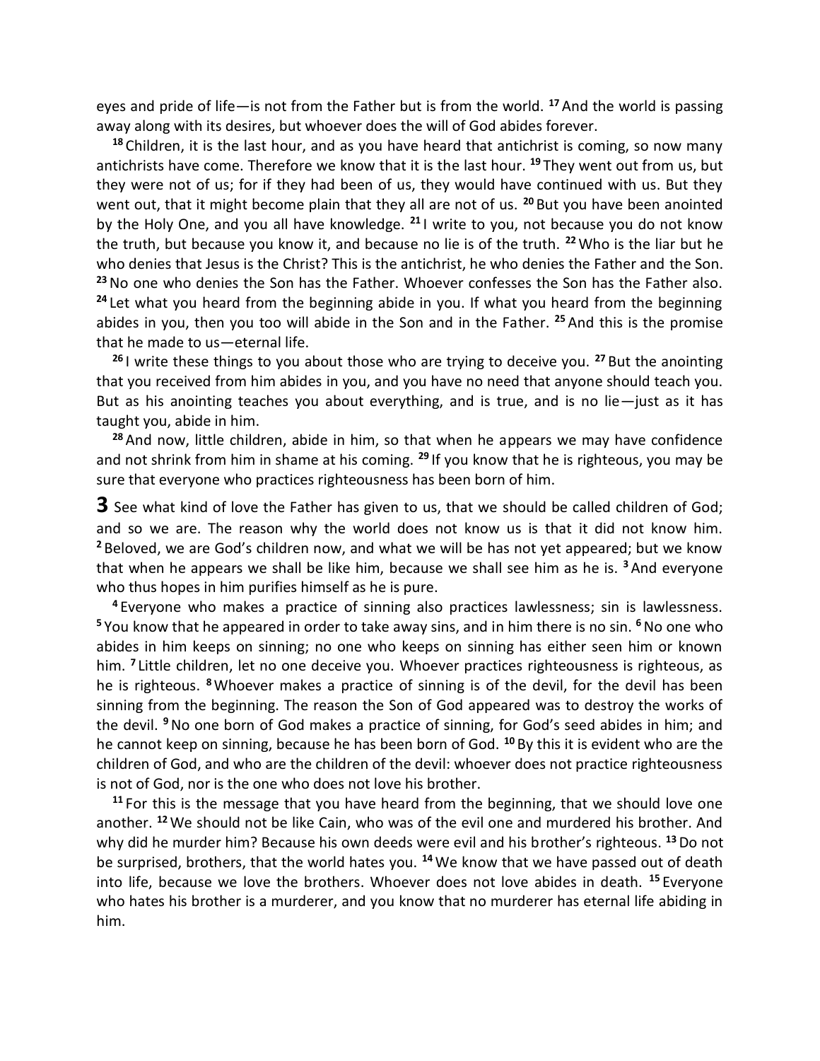eyes and pride of life—is not from the Father but is from the world. [17] And the world is passing away along with its desires, but whoever does the will of God abides forever.

[18] Children, it is the last hour, and as you have heard that antichrist is coming, so now many antichrists have come. Therefore we know that it is the last hour. [19] They went out from us, but they were not of us; for if they had been of us, they would have continued with us. But they went out, that it might become plain that they all are not of us. [20] But you have been anointed by the Holy One, and you all have knowledge. [21] I write to you, not because you do not know the truth, but because you know it, and because no lie is of the truth. [22] Who is the liar but he who denies that Jesus is the Christ? This is the antichrist, he who denies the Father and the Son. [23] No one who denies the Son has the Father. Whoever confesses the Son has the Father also. [24] Let what you heard from the beginning abide in you. If what you heard from the beginning abides in you, then you too will abide in the Son and in the Father. [25] And this is the promise that he made to us—eternal life.

[26] I write these things to you about those who are trying to deceive you. [27] But the anointing that you received from him abides in you, and you have no need that anyone should teach you. But as his anointing teaches you about everything, and is true, and is no lie—just as it has taught you, abide in him.

[28] And now, little children, abide in him, so that when he appears we may have confidence and not shrink from him in shame at his coming. [29] If you know that he is righteous, you may be sure that everyone who practices righteousness has been born of him.

**3** See what kind of love the Father has given to us, that we should be called children of God; and so we are. The reason why the world does not know us is that it did not know him. [2] Beloved, we are God's children now, and what we will be has not yet appeared; but we know that when he appears we shall be like him, because we shall see him as he is. [3] And everyone who thus hopes in him purifies himself as he is pure.

[4] Everyone who makes a practice of sinning also practices lawlessness; sin is lawlessness. [5] You know that he appeared in order to take away sins, and in him there is no sin. [6] No one who abides in him keeps on sinning; no one who keeps on sinning has either seen him or known him. [7] Little children, let no one deceive you. Whoever practices righteousness is righteous, as he is righteous. [8] Whoever makes a practice of sinning is of the devil, for the devil has been sinning from the beginning. The reason the Son of God appeared was to destroy the works of the devil. [9] No one born of God makes a practice of sinning, for God's seed abides in him; and he cannot keep on sinning, because he has been born of God. [10] By this it is evident who are the children of God, and who are the children of the devil: whoever does not practice righteousness is not of God, nor is the one who does not love his brother.

[11] For this is the message that you have heard from the beginning, that we should love one another. [12] We should not be like Cain, who was of the evil one and murdered his brother. And why did he murder him? Because his own deeds were evil and his brother's righteous. [13] Do not be surprised, brothers, that the world hates you. [14] We know that we have passed out of death into life, because we love the brothers. Whoever does not love abides in death. [15] Everyone who hates his brother is a murderer, and you know that no murderer has eternal life abiding in him.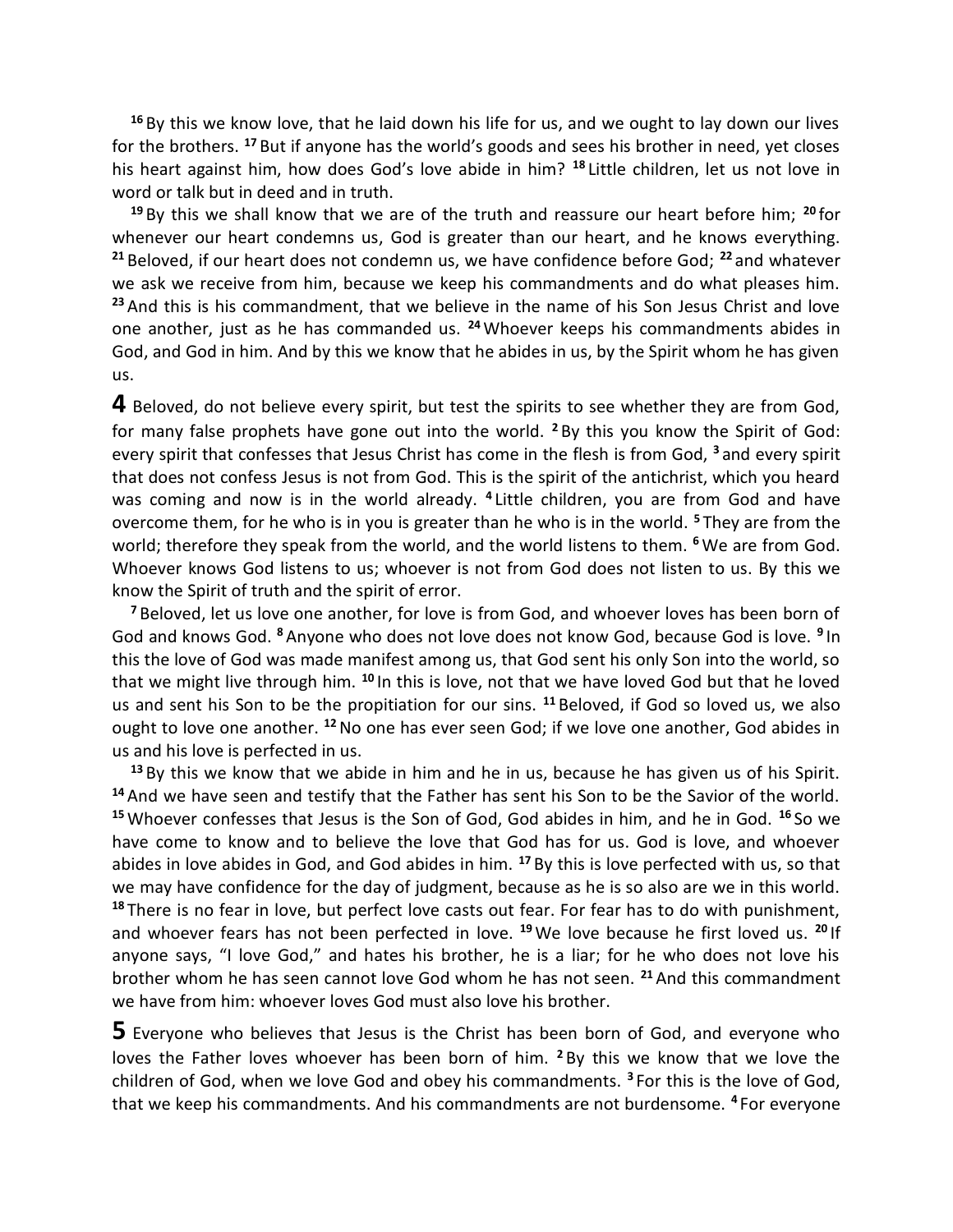[16] By this we know love, that he laid down his life for us, and we ought to lay down our lives for the brothers. [17] But if anyone has the world's goods and sees his brother in need, yet closes his heart against him, how does God's love abide in him? [18] Little children, let us not love in word or talk but in deed and in truth.

[19] By this we shall know that we are of the truth and reassure our heart before him; [20] for whenever our heart condemns us, God is greater than our heart, and he knows everything. [21] Beloved, if our heart does not condemn us, we have confidence before God; [22] and whatever we ask we receive from him, because we keep his commandments and do what pleases him. [23] And this is his commandment, that we believe in the name of his Son Jesus Christ and love one another, just as he has commanded us. [24] Whoever keeps his commandments abides in God, and God in him. And by this we know that he abides in us, by the Spirit whom he has given us.

**4** Beloved, do not believe every spirit, but test the spirits to see whether they are from God, for many false prophets have gone out into the world. [2] By this you know the Spirit of God: every spirit that confesses that Jesus Christ has come in the flesh is from God, [3] and every spirit that does not confess Jesus is not from God. This is the spirit of the antichrist, which you heard was coming and now is in the world already. [4] Little children, you are from God and have overcome them, for he who is in you is greater than he who is in the world. [5] They are from the world; therefore they speak from the world, and the world listens to them. [6] We are from God. Whoever knows God listens to us; whoever is not from God does not listen to us. By this we know the Spirit of truth and the spirit of error.

[7] Beloved, let us love one another, for love is from God, and whoever loves has been born of God and knows God. [8] Anyone who does not love does not know God, because God is love. [9] In this the love of God was made manifest among us, that God sent his only Son into the world, so that we might live through him. [10] In this is love, not that we have loved God but that he loved us and sent his Son to be the propitiation for our sins. [11] Beloved, if God so loved us, we also ought to love one another. [12] No one has ever seen God; if we love one another, God abides in us and his love is perfected in us.

[13] By this we know that we abide in him and he in us, because he has given us of his Spirit. [14] And we have seen and testify that the Father has sent his Son to be the Savior of the world. [15] Whoever confesses that Jesus is the Son of God, God abides in him, and he in God. [16] So we have come to know and to believe the love that God has for us. God is love, and whoever abides in love abides in God, and God abides in him. [17] By this is love perfected with us, so that we may have confidence for the day of judgment, because as he is so also are we in this world. [18] There is no fear in love, but perfect love casts out fear. For fear has to do with punishment, and whoever fears has not been perfected in love. [19] We love because he first loved us. [20] If anyone says, "I love God," and hates his brother, he is a liar; for he who does not love his brother whom he has seen cannot love God whom he has not seen. [21] And this commandment we have from him: whoever loves God must also love his brother.

**5** Everyone who believes that Jesus is the Christ has been born of God, and everyone who loves the Father loves whoever has been born of him. [2] By this we know that we love the children of God, when we love God and obey his commandments. [3] For this is the love of God, that we keep his commandments. And his commandments are not burdensome. [4] For everyone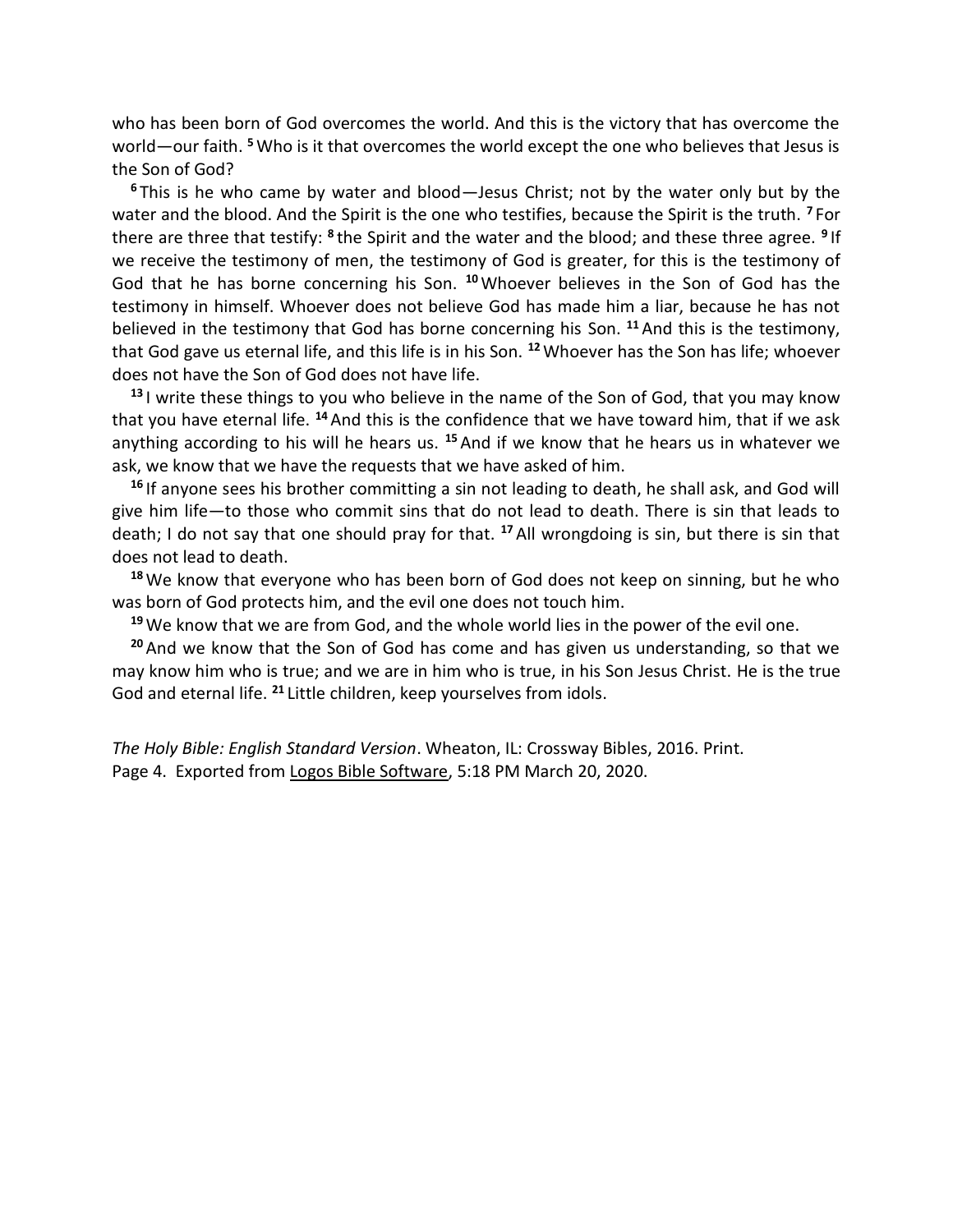who has been born of God overcomes the world. And this is the victory that has overcome the world—our faith. [5] Who is it that overcomes the world except the one who believes that Jesus is the Son of God?

[6] This is he who came by water and blood—Jesus Christ; not by the water only but by the water and the blood. And the Spirit is the one who testifies, because the Spirit is the truth. [7] For there are three that testify: [8] the Spirit and the water and the blood; and these three agree. [9] If we receive the testimony of men, the testimony of God is greater, for this is the testimony of God that he has borne concerning his Son. [10] Whoever believes in the Son of God has the testimony in himself. Whoever does not believe God has made him a liar, because he has not believed in the testimony that God has borne concerning his Son. [11] And this is the testimony, that God gave us eternal life, and this life is in his Son. [12] Whoever has the Son has life; whoever does not have the Son of God does not have life.

[13] I write these things to you who believe in the name of the Son of God, that you may know that you have eternal life. [14] And this is the confidence that we have toward him, that if we ask anything according to his will he hears us. [15] And if we know that he hears us in whatever we ask, we know that we have the requests that we have asked of him.

[16] If anyone sees his brother committing a sin not leading to death, he shall ask, and God will give him life—to those who commit sins that do not lead to death. There is sin that leads to death; I do not say that one should pray for that. [17] All wrongdoing is sin, but there is sin that does not lead to death.

[18] We know that everyone who has been born of God does not keep on sinning, but he who was born of God protects him, and the evil one does not touch him.

[19] We know that we are from God, and the whole world lies in the power of the evil one.

[20] And we know that the Son of God has come and has given us understanding, so that we may know him who is true; and we are in him who is true, in his Son Jesus Christ. He is the true God and eternal life. [21] Little children, keep yourselves from idols.

*The Holy Bible: English Standard Version*. Wheaton, IL: Crossway Bibles, 2016. Print.
Page 4. Exported from Logos Bible Software, 5:18 PM March 20, 2020.